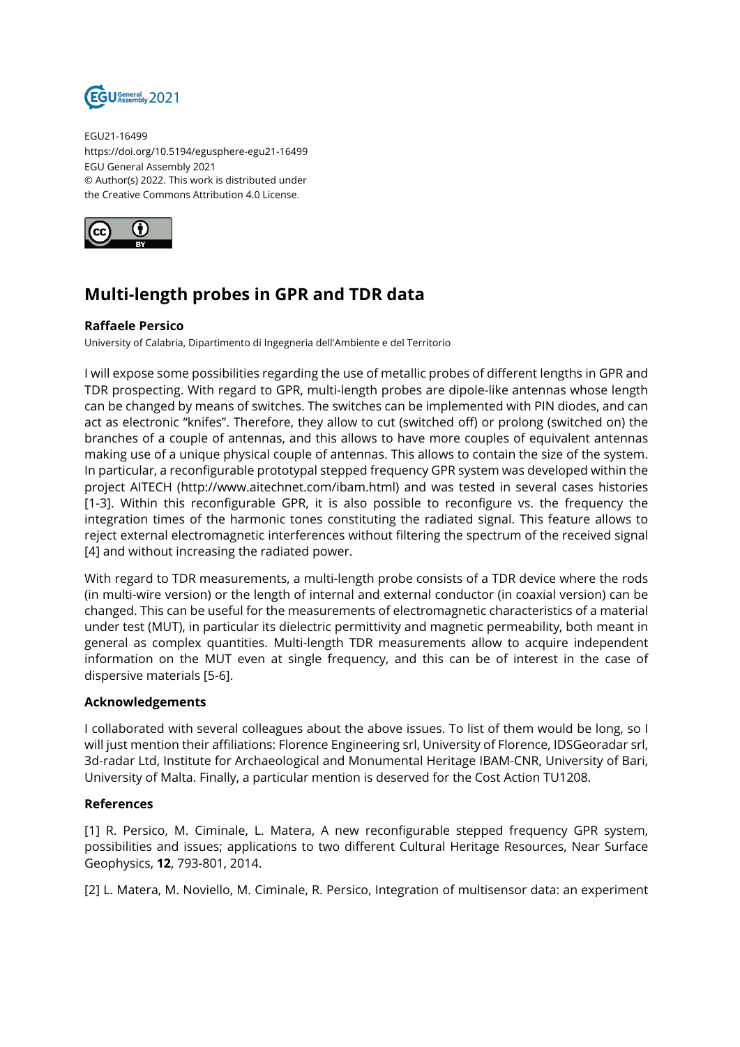EGU21-16499
https://doi.org/10.5194/egusphere-egu21-16499
EGU General Assembly 2021
© Author(s) 2022. This work is distributed under
the Creative Commons Attribution 4.0 License.

# Multi-length probes in GPR and TDR data

**Raffaele Persico**

University of Calabria, Dipartimento di Ingegneria dell'Ambiente e del Territorio

I will expose some possibilities regarding the use of metallic probes of different lengths in GPR and TDR prospecting. With regard to GPR, multi-length probes are dipole-like antennas whose length can be changed by means of switches. The switches can be implemented with PIN diodes, and can act as electronic "knifes". Therefore, they allow to cut (switched off) or prolong (switched on) the branches of a couple of antennas, and this allows to have more couples of equivalent antennas making use of a unique physical couple of antennas. This allows to contain the size of the system. In particular, a reconfigurable prototypal stepped frequency GPR system was developed within the project AITECH (http://www.aitechnet.com/ibam.html) and was tested in several cases histories [1-3]. Within this reconfigurable GPR, it is also possible to reconfigure vs. the frequency the integration times of the harmonic tones constituting the radiated signal. This feature allows to reject external electromagnetic interferences without filtering the spectrum of the received signal [4] and without increasing the radiated power.

With regard to TDR measurements, a multi-length probe consists of a TDR device where the rods (in multi-wire version) or the length of internal and external conductor (in coaxial version) can be changed. This can be useful for the measurements of electromagnetic characteristics of a material under test (MUT), in particular its dielectric permittivity and magnetic permeability, both meant in general as complex quantities. Multi-length TDR measurements allow to acquire independent information on the MUT even at single frequency, and this can be of interest in the case of dispersive materials [5-6].

### Acknowledgements

I collaborated with several colleagues about the above issues. To list of them would be long, so I will just mention their affiliations: Florence Engineering srl, University of Florence, IDSGeoradar srl, 3d-radar Ltd, Institute for Archaeological and Monumental Heritage IBAM-CNR, University of Bari, University of Malta. Finally, a particular mention is deserved for the Cost Action TU1208.

### References

[1] R. Persico, M. Ciminale, L. Matera, A new reconfigurable stepped frequency GPR system, possibilities and issues; applications to two different Cultural Heritage Resources, Near Surface Geophysics, **12**, 793-801, 2014.

[2] L. Matera, M. Noviello, M. Ciminale, R. Persico, Integration of multisensor data: an experiment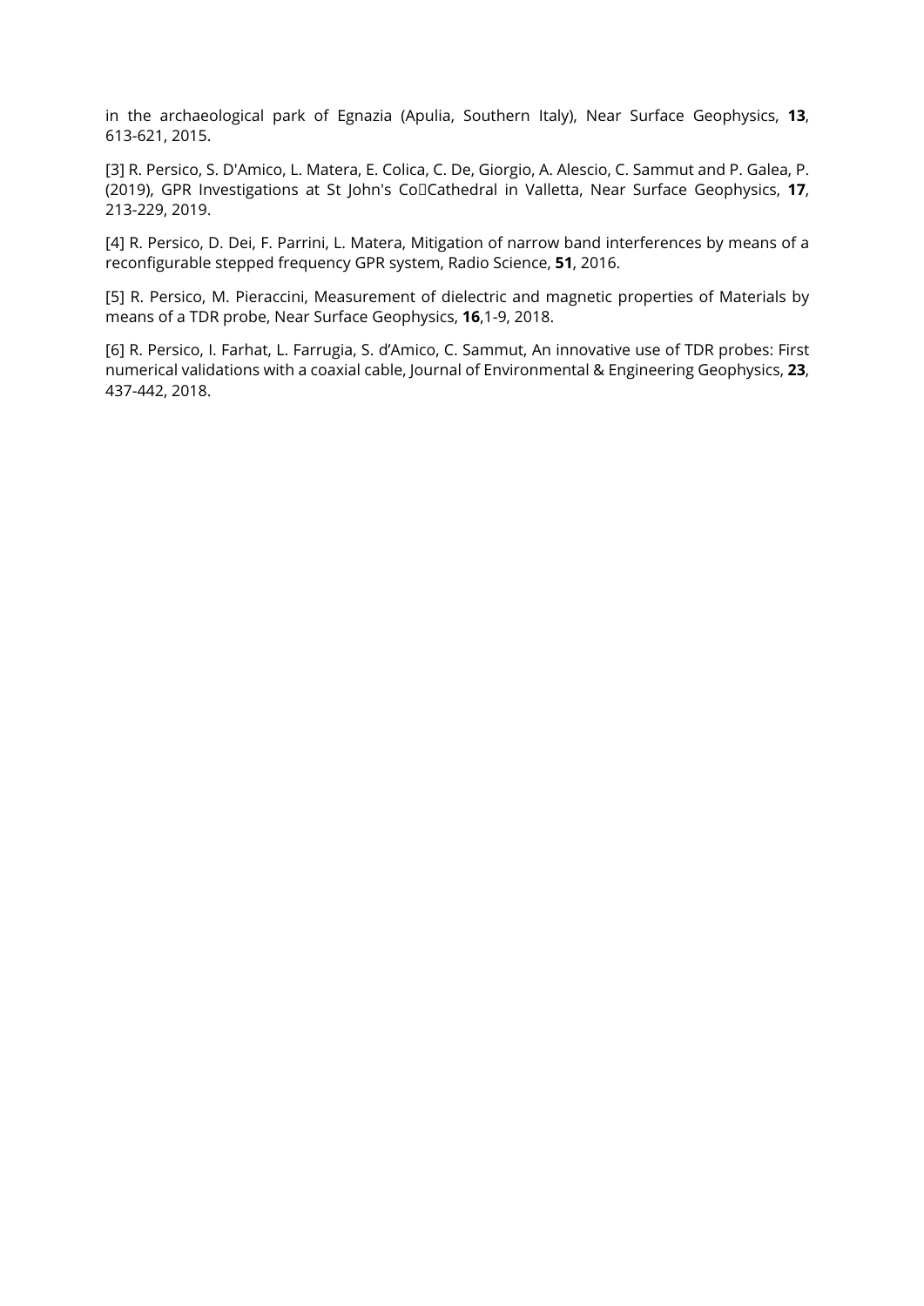in the archaeological park of Egnazia (Apulia, Southern Italy), Near Surface Geophysics, **13**, 613-621, 2015.

[3] R. Persico, S. D'Amico, L. Matera, E. Colica, C. De, Giorgio, A. Alescio, C. Sammut and P. Galea, P. (2019), GPR Investigations at St John's Co□Cathedral in Valletta, Near Surface Geophysics, **17**, 213-229, 2019.

[4] R. Persico, D. Dei, F. Parrini, L. Matera, Mitigation of narrow band interferences by means of a reconfigurable stepped frequency GPR system, Radio Science, **51**, 2016.

[5] R. Persico, M. Pieraccini, Measurement of dielectric and magnetic properties of Materials by means of a TDR probe, Near Surface Geophysics, **16**,1-9, 2018.

[6] R. Persico, I. Farhat, L. Farrugia, S. d'Amico, C. Sammut, An innovative use of TDR probes: First numerical validations with a coaxial cable, Journal of Environmental & Engineering Geophysics, **23**, 437-442, 2018.